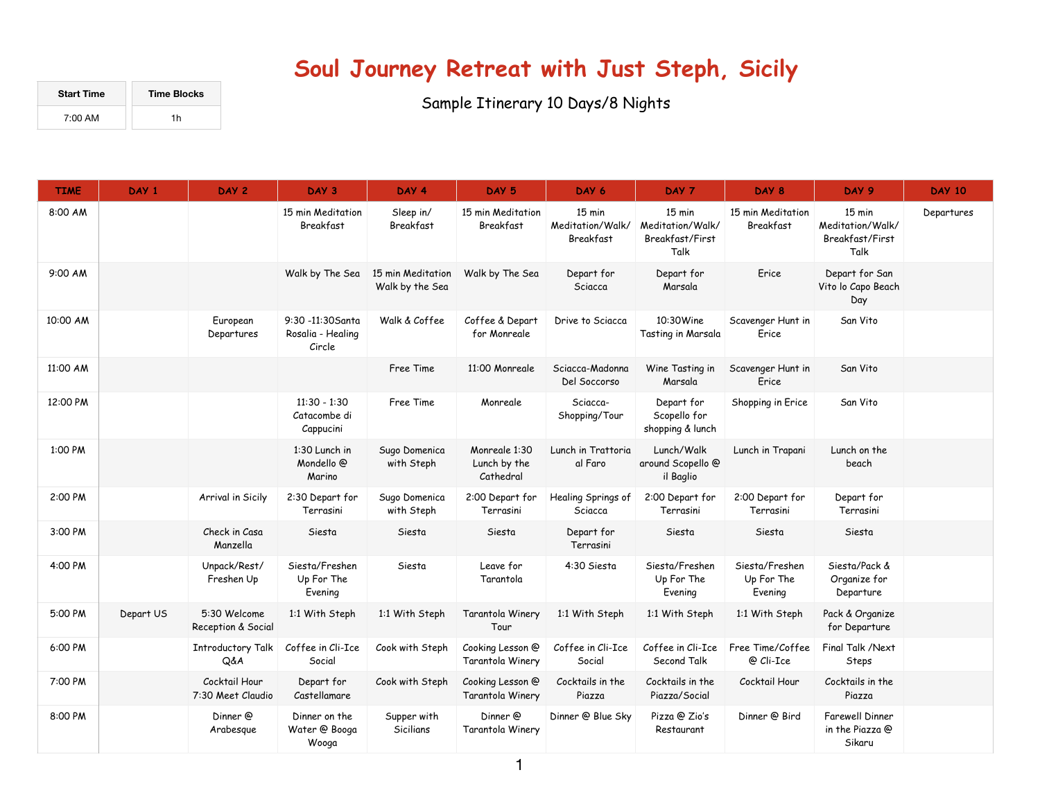# Soul Journey Retreat with Just Steph, Sicily

Sample Itinerary 10 Days/8 Nights

| Start Time | Time Blocks |
| --- | --- |
| 7:00 AM | 1h |

| TIME | DAY 1 | DAY 2 | DAY 3 | DAY 4 | DAY 5 | DAY 6 | DAY 7 | DAY 8 | DAY 9 | DAY 10 |
| --- | --- | --- | --- | --- | --- | --- | --- | --- | --- | --- |
| 8:00 AM | | | 15 min Meditation Breakfast | Sleep in/ Breakfast | 15 min Meditation Breakfast | 15 min Meditation/Walk/ Breakfast | 15 min Meditation/Walk/ Breakfast/First Talk | 15 min Meditation Breakfast | 15 min Meditation/Walk/ Breakfast/First Talk | Departures |
| 9:00 AM | | | Walk by The Sea | 15 min Meditation Walk by the Sea | Walk by The Sea | Depart for Sciacca | Depart for Marsala | Erice | Depart for San Vito lo Capo Beach Day | |
| 10:00 AM | | European Departures | 9:30 -11:30Santa Rosalia - Healing Circle | Walk & Coffee | Coffee & Depart for Monreale | Drive to Sciacca | 10:30Wine Tasting in Marsala | Scavenger Hunt in Erice | San Vito | |
| 11:00 AM | | | | Free Time | 11:00 Monreale | Sciacca-Madonna Del Soccorso | Wine Tasting in Marsala | Scavenger Hunt in Erice | San Vito | |
| 12:00 PM | | | 11:30 - 1:30 Catacombe di Cappucini | Free Time | Monreale | Sciacca-Shopping/Tour | Depart for Scopello for shopping & lunch | Shopping in Erice | San Vito | |
| 1:00 PM | | | 1:30 Lunch in Mondello @ Marino | Sugo Domenica with Steph | Monreale 1:30 Lunch by the Cathedral | Lunch in Trattoria al Faro | Lunch/Walk around Scopello @ il Baglio | Lunch in Trapani | Lunch on the beach | |
| 2:00 PM | | Arrival in Sicily | 2:30 Depart for Terrasini | Sugo Domenica with Steph | 2:00 Depart for Terrasini | Healing Springs of Sciacca | 2:00 Depart for Terrasini | 2:00 Depart for Terrasini | Depart for Terrasini | |
| 3:00 PM | | Check in Casa Manzella | Siesta | Siesta | Siesta | Depart for Terrasini | Siesta | Siesta | Siesta | |
| 4:00 PM | | Unpack/Rest/ Freshen Up | Siesta/Freshen Up For The Evening | Siesta | Leave for Tarantola | 4:30 Siesta | Siesta/Freshen Up For The Evening | Siesta/Freshen Up For The Evening | Siesta/Pack & Organize for Departure | |
| 5:00 PM | Depart US | 5:30 Welcome Reception & Social | 1:1 With Steph | 1:1 With Steph | Tarantola Winery Tour | 1:1 With Steph | 1:1 With Steph | 1:1 With Steph | Pack & Organize for Departure | |
| 6:00 PM | | Introductory Talk Q&A | Coffee in Cli-Ice Social | Cook with Steph | Cooking Lesson @ Tarantola Winery | Coffee in Cli-Ice Social | Coffee in Cli-Ice Second Talk | Free Time/Coffee @ Cli-Ice | Final Talk /Next Steps | |
| 7:00 PM | | Cocktail Hour 7:30 Meet Claudio | Depart for Castellamare | Cook with Steph | Cooking Lesson @ Tarantola Winery | Cocktails in the Piazza | Cocktails in the Piazza/Social | Cocktail Hour | Cocktails in the Piazza | |
| 8:00 PM | | Dinner @ Arabesque | Dinner on the Water @ Booga Wooga | Supper with Sicilians | Dinner @ Tarantola Winery | Dinner @ Blue Sky | Pizza @ Zio's Restaurant | Dinner @ Bird | Farewell Dinner in the Piazza @ Sikaru | |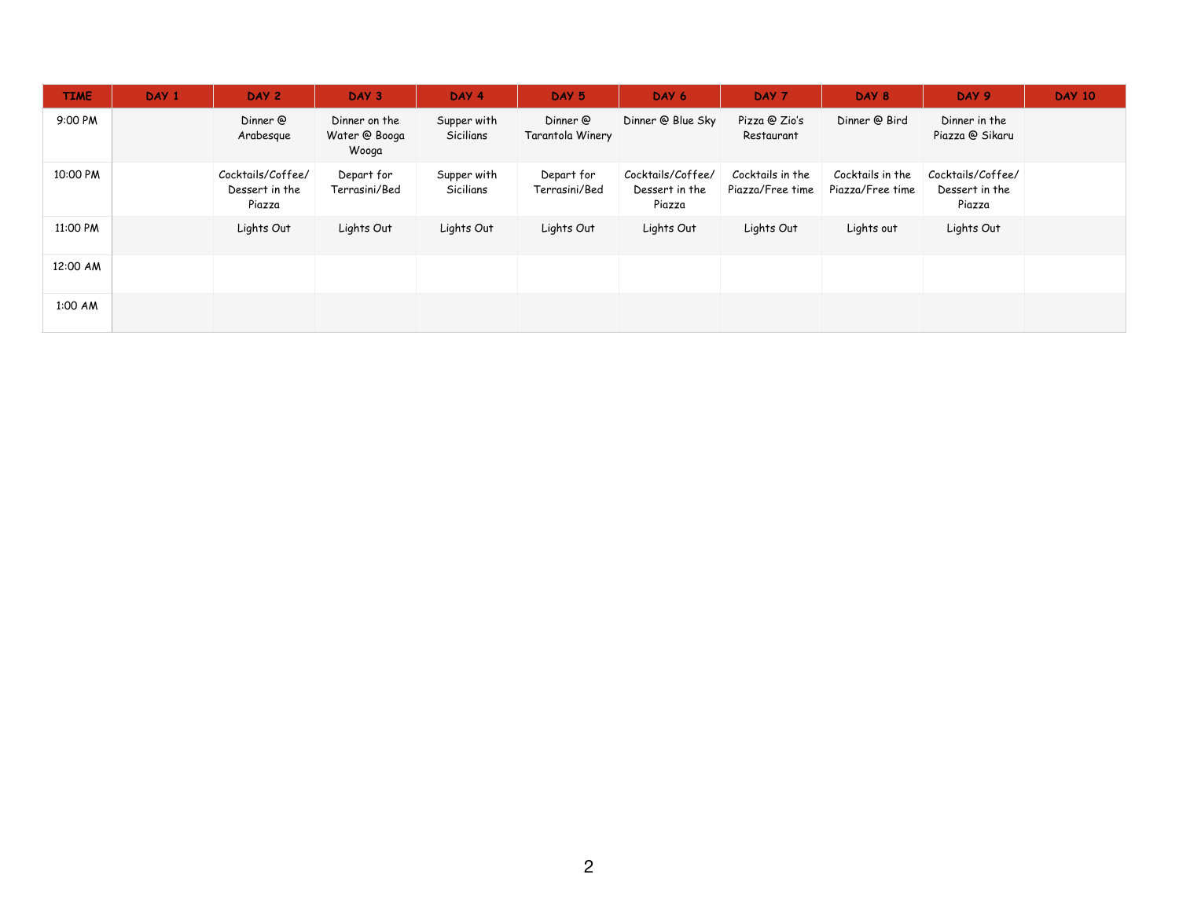| TIME | DAY 1 | DAY 2 | DAY 3 | DAY 4 | DAY 5 | DAY 6 | DAY 7 | DAY 8 | DAY 9 | DAY 10 |
|---|---|---|---|---|---|---|---|---|---|---|
| 9:00 PM | | Dinner @ Arabesque | Dinner on the Water @ Booga Wooga | Supper with Sicilians | Dinner @ Tarantola Winery | Dinner @ Blue Sky | Pizza @ Zio's Restaurant | Dinner @ Bird | Dinner in the Piazza @ Sikaru | |
| 10:00 PM | | Cocktails/Coffee/ Dessert in the Piazza | Depart for Terrasini/Bed | Supper with Sicilians | Depart for Terrasini/Bed | Cocktails/Coffee/ Dessert in the Piazza | Cocktails in the Piazza/Free time | Cocktails in the Piazza/Free time | Cocktails/Coffee/ Dessert in the Piazza | |
| 11:00 PM | | Lights Out | Lights Out | Lights Out | Lights Out | Lights Out | Lights Out | Lights out | Lights Out | |
| 12:00 AM | | | | | | | | | | |
| 1:00 AM | | | | | | | | | | |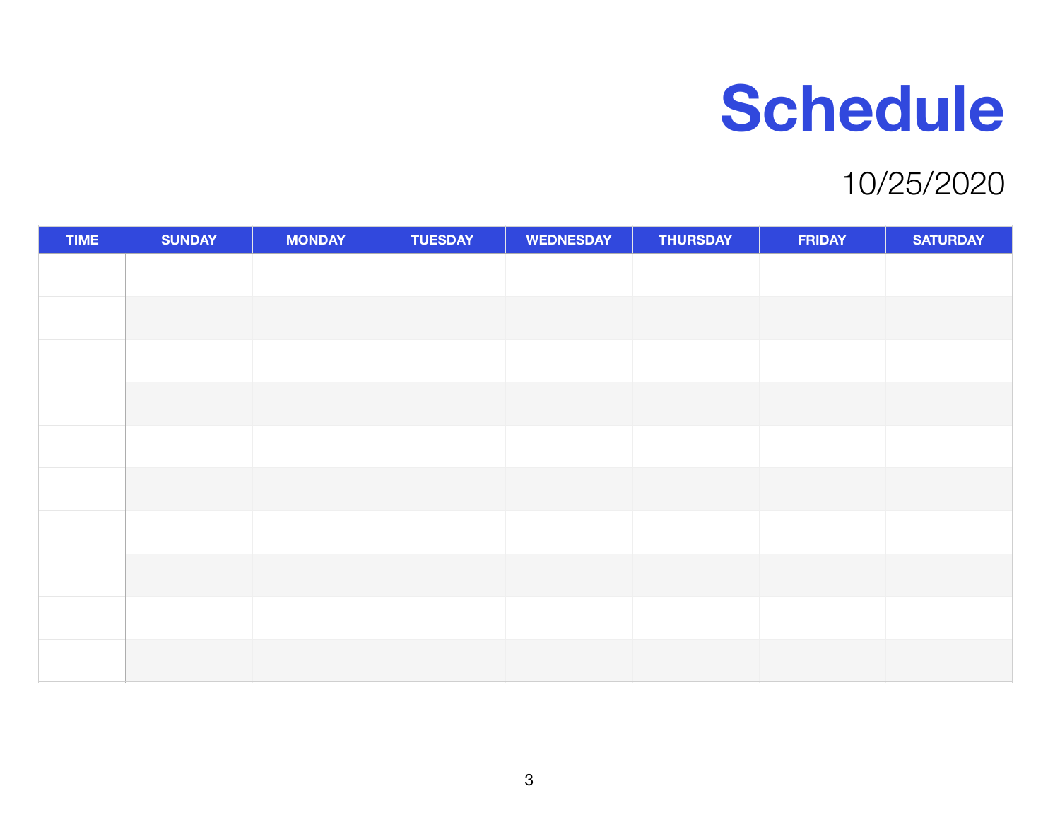# Schedule

10/25/2020

| TIME | SUNDAY | MONDAY | TUESDAY | WEDNESDAY | THURSDAY | FRIDAY | SATURDAY |
|---|---|---|---|---|---|---|---|
| | | | | | | | |
| | | | | | | | |
| | | | | | | | |
| | | | | | | | |
| | | | | | | | |
| | | | | | | | |
| | | | | | | | |
| | | | | | | | |
| | | | | | | | |
| | | | | | | | |